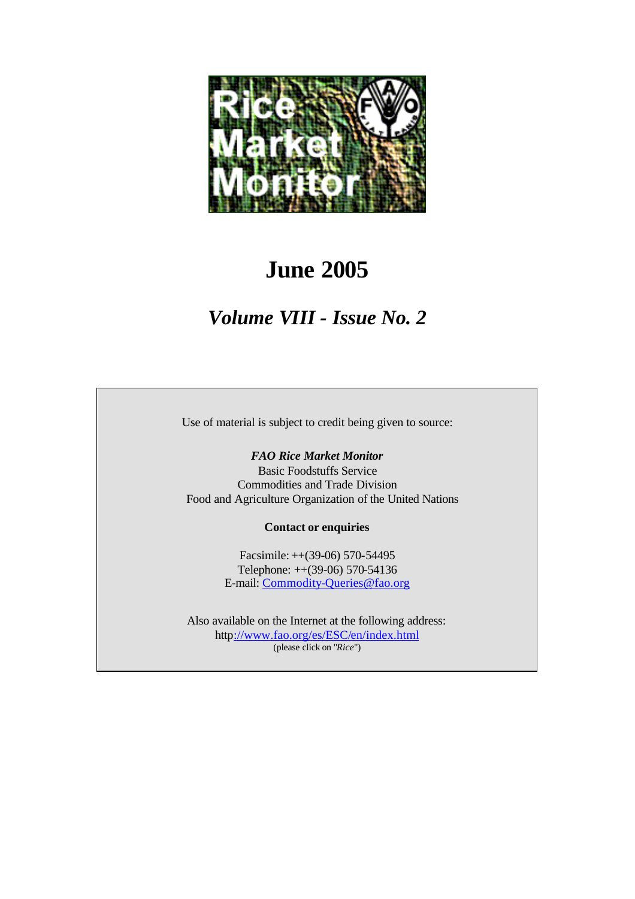# June 2005

## *Volume VIII - Issue No. 2*

Use of material is subject to credit being given to source:

***FAO Rice Market Monitor***
Basic Foodstuffs Service
Commodities and Trade Division
Food and Agriculture Organization of the United Nations

**Contact or enquiries**

Facsimile: ++(39-06) 570-54495
Telephone: ++(39-06) 570-54136
E-mail: Commodity-Queries@fao.org

Also available on the Internet at the following address:
http://www.fao.org/es/ESC/en/index.html
(please click on "*Rice*")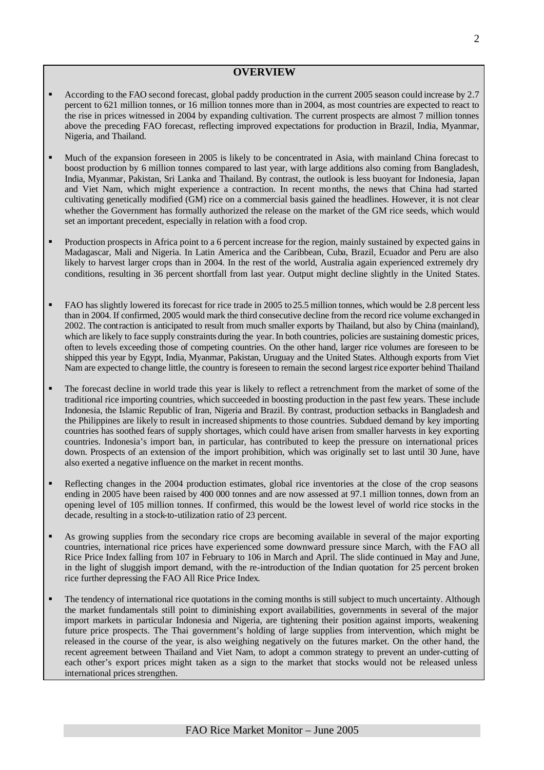## OVERVIEW

- According to the FAO second forecast, global paddy production in the current 2005 season could increase by 2.7 percent to 621 million tonnes, or 16 million tonnes more than in 2004, as most countries are expected to react to the rise in prices witnessed in 2004 by expanding cultivation. The current prospects are almost 7 million tonnes above the preceding FAO forecast, reflecting improved expectations for production in Brazil, India, Myanmar, Nigeria, and Thailand.

- Much of the expansion foreseen in 2005 is likely to be concentrated in Asia, with mainland China forecast to boost production by 6 million tonnes compared to last year, with large additions also coming from Bangladesh, India, Myanmar, Pakistan, Sri Lanka and Thailand. By contrast, the outlook is less buoyant for Indonesia, Japan and Viet Nam, which might experience a contraction. In recent months, the news that China had started cultivating genetically modified (GM) rice on a commercial basis gained the headlines. However, it is not clear whether the Government has formally authorized the release on the market of the GM rice seeds, which would set an important precedent, especially in relation with a food crop.

- Production prospects in Africa point to a 6 percent increase for the region, mainly sustained by expected gains in Madagascar, Mali and Nigeria. In Latin America and the Caribbean, Cuba, Brazil, Ecuador and Peru are also likely to harvest larger crops than in 2004. In the rest of the world, Australia again experienced extremely dry conditions, resulting in 36 percent shortfall from last year. Output might decline slightly in the United States.

- FAO has slightly lowered its forecast for rice trade in 2005 to 25.5 million tonnes, which would be 2.8 percent less than in 2004. If confirmed, 2005 would mark the third consecutive decline from the record rice volume exchanged in 2002. The contraction is anticipated to result from much smaller exports by Thailand, but also by China (mainland), which are likely to face supply constraints during the year. In both countries, policies are sustaining domestic prices, often to levels exceeding those of competing countries. On the other hand, larger rice volumes are foreseen to be shipped this year by Egypt, India, Myanmar, Pakistan, Uruguay and the United States. Although exports from Viet Nam are expected to change little, the country is foreseen to remain the second largest rice exporter behind Thailand

- The forecast decline in world trade this year is likely to reflect a retrenchment from the market of some of the traditional rice importing countries, which succeeded in boosting production in the past few years. These include Indonesia, the Islamic Republic of Iran, Nigeria and Brazil. By contrast, production setbacks in Bangladesh and the Philippines are likely to result in increased shipments to those countries. Subdued demand by key importing countries has soothed fears of supply shortages, which could have arisen from smaller harvests in key exporting countries. Indonesia's import ban, in particular, has contributed to keep the pressure on international prices down. Prospects of an extension of the import prohibition, which was originally set to last until 30 June, have also exerted a negative influence on the market in recent months.

- Reflecting changes in the 2004 production estimates, global rice inventories at the close of the crop seasons ending in 2005 have been raised by 400 000 tonnes and are now assessed at 97.1 million tonnes, down from an opening level of 105 million tonnes. If confirmed, this would be the lowest level of world rice stocks in the decade, resulting in a stock-to-utilization ratio of 23 percent.

- As growing supplies from the secondary rice crops are becoming available in several of the major exporting countries, international rice prices have experienced some downward pressure since March, with the FAO all Rice Price Index falling from 107 in February to 106 in March and April. The slide continued in May and June, in the light of sluggish import demand, with the re-introduction of the Indian quotation for 25 percent broken rice further depressing the FAO All Rice Price Index.

- The tendency of international rice quotations in the coming months is still subject to much uncertainty. Although the market fundamentals still point to diminishing export availabilities, governments in several of the major import markets in particular Indonesia and Nigeria, are tightening their position against imports, weakening future price prospects. The Thai government's holding of large supplies from intervention, which might be released in the course of the year, is also weighing negatively on the futures market. On the other hand, the recent agreement between Thailand and Viet Nam, to adopt a common strategy to prevent an under-cutting of each other's export prices might taken as a sign to the market that stocks would not be released unless international prices strengthen.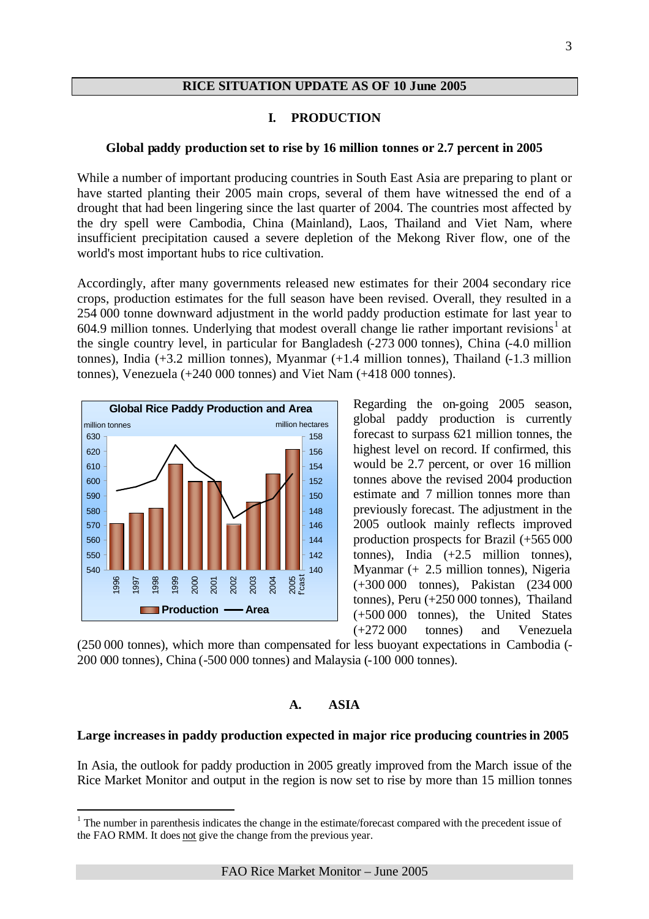## RICE SITUATION UPDATE AS OF 10 June 2005

### I. PRODUCTION

**Global paddy production set to rise by 16 million tonnes or 2.7 percent in 2005**

While a number of important producing countries in South East Asia are preparing to plant or have started planting their 2005 main crops, several of them have witnessed the end of a drought that had been lingering since the last quarter of 2004. The countries most affected by the dry spell were Cambodia, China (Mainland), Laos, Thailand and Viet Nam, where insufficient precipitation caused a severe depletion of the Mekong River flow, one of the world's most important hubs to rice cultivation.

Accordingly, after many governments released new estimates for their 2004 secondary rice crops, production estimates for the full season have been revised. Overall, they resulted in a 254 000 tonne downward adjustment in the world paddy production estimate for last year to 604.9 million tonnes. Underlying that modest overall change lie rather important revisions[1] at the single country level, in particular for Bangladesh (-273 000 tonnes), China (-4.0 million tonnes), India (+3.2 million tonnes), Myanmar (+1.4 million tonnes), Thailand (-1.3 million tonnes), Venezuela (+240 000 tonnes) and Viet Nam (+418 000 tonnes).

**Global Rice Paddy Production and Area**

Regarding the on-going 2005 season, global paddy production is currently forecast to surpass 621 million tonnes, the highest level on record. If confirmed, this would be 2.7 percent, or over 16 million tonnes above the revised 2004 production estimate and 7 million tonnes more than previously forecast. The adjustment in the 2005 outlook mainly reflects improved production prospects for Brazil (+565 000 tonnes), India (+2.5 million tonnes), Myanmar (+ 2.5 million tonnes), Nigeria (+300 000 tonnes), Pakistan (234 000 tonnes), Peru (+250 000 tonnes), Thailand (+500 000 tonnes), the United States (+272 000 tonnes) and Venezuela (250 000 tonnes), which more than compensated for less buoyant expectations in Cambodia (-200 000 tonnes), China (-500 000 tonnes) and Malaysia (-100 000 tonnes).

### A. ASIA

**Large increases in paddy production expected in major rice producing countries in 2005**

In Asia, the outlook for paddy production in 2005 greatly improved from the March issue of the Rice Market Monitor and output in the region is now set to rise by more than 15 million tonnes

---

[1] The number in parenthesis indicates the change in the estimate/forecast compared with the precedent issue of the FAO RMM. It does not give the change from the previous year.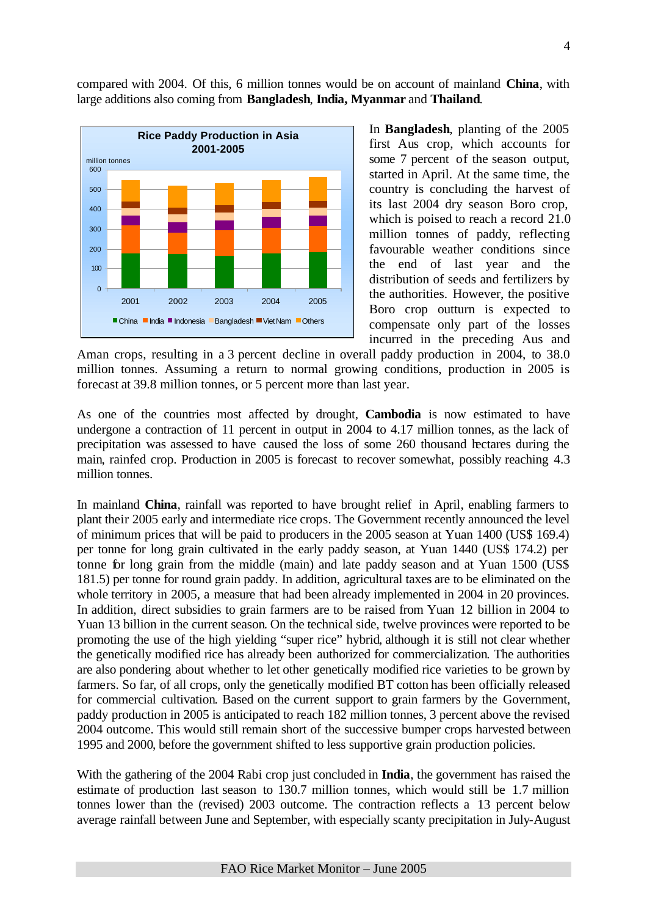compared with 2004. Of this, 6 million tonnes would be on account of mainland **China**, with large additions also coming from **Bangladesh**, **India, Myanmar** and **Thailand**.

In **Bangladesh**, planting of the 2005 first Aus crop, which accounts for some 7 percent of the season output, started in April. At the same time, the country is concluding the harvest of its last 2004 dry season Boro crop, which is poised to reach a record 21.0 million tonnes of paddy, reflecting favourable weather conditions since the end of last year and the distribution of seeds and fertilizers by the authorities. However, the positive Boro crop outturn is expected to compensate only part of the losses incurred in the preceding Aus and Aman crops, resulting in a 3 percent decline in overall paddy production in 2004, to 38.0 million tonnes. Assuming a return to normal growing conditions, production in 2005 is forecast at 39.8 million tonnes, or 5 percent more than last year.

As one of the countries most affected by drought, **Cambodia** is now estimated to have undergone a contraction of 11 percent in output in 2004 to 4.17 million tonnes, as the lack of precipitation was assessed to have caused the loss of some 260 thousand hectares during the main, rainfed crop. Production in 2005 is forecast to recover somewhat, possibly reaching 4.3 million tonnes.

In mainland **China**, rainfall was reported to have brought relief in April, enabling farmers to plant their 2005 early and intermediate rice crops. The Government recently announced the level of minimum prices that will be paid to producers in the 2005 season at Yuan 1400 (US$ 169.4) per tonne for long grain cultivated in the early paddy season, at Yuan 1440 (US$ 174.2) per tonne for long grain from the middle (main) and late paddy season and at Yuan 1500 (US$ 181.5) per tonne for round grain paddy. In addition, agricultural taxes are to be eliminated on the whole territory in 2005, a measure that had been already implemented in 2004 in 20 provinces. In addition, direct subsidies to grain farmers are to be raised from Yuan 12 billion in 2004 to Yuan 13 billion in the current season. On the technical side, twelve provinces were reported to be promoting the use of the high yielding "super rice" hybrid, although it is still not clear whether the genetically modified rice has already been authorized for commercialization. The authorities are also pondering about whether to let other genetically modified rice varieties to be grown by farmers. So far, of all crops, only the genetically modified BT cotton has been officially released for commercial cultivation. Based on the current support to grain farmers by the Government, paddy production in 2005 is anticipated to reach 182 million tonnes, 3 percent above the revised 2004 outcome. This would still remain short of the successive bumper crops harvested between 1995 and 2000, before the government shifted to less supportive grain production policies.

With the gathering of the 2004 Rabi crop just concluded in **India**, the government has raised the estimate of production last season to 130.7 million tonnes, which would still be 1.7 million tonnes lower than the (revised) 2003 outcome. The contraction reflects a 13 percent below average rainfall between June and September, with especially scanty precipitation in July-August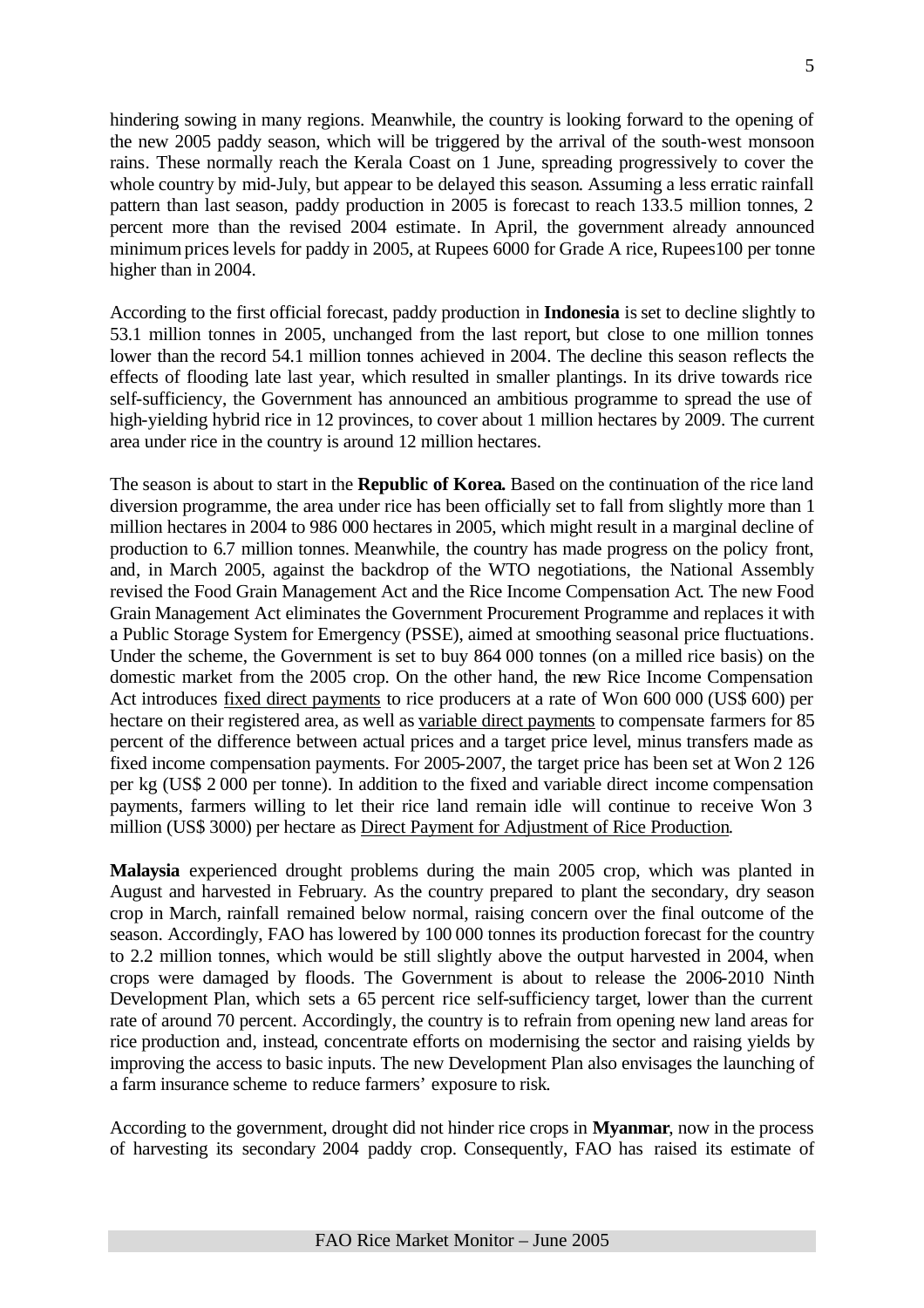hindering sowing in many regions. Meanwhile, the country is looking forward to the opening of the new 2005 paddy season, which will be triggered by the arrival of the south-west monsoon rains. These normally reach the Kerala Coast on 1 June, spreading progressively to cover the whole country by mid-July, but appear to be delayed this season. Assuming a less erratic rainfall pattern than last season, paddy production in 2005 is forecast to reach 133.5 million tonnes, 2 percent more than the revised 2004 estimate. In April, the government already announced minimum prices levels for paddy in 2005, at Rupees 6000 for Grade A rice, Rupees100 per tonne higher than in 2004.

According to the first official forecast, paddy production in **Indonesia** is set to decline slightly to 53.1 million tonnes in 2005, unchanged from the last report, but close to one million tonnes lower than the record 54.1 million tonnes achieved in 2004. The decline this season reflects the effects of flooding late last year, which resulted in smaller plantings. In its drive towards rice self-sufficiency, the Government has announced an ambitious programme to spread the use of high-yielding hybrid rice in 12 provinces, to cover about 1 million hectares by 2009. The current area under rice in the country is around 12 million hectares.

The season is about to start in the **Republic of Korea.** Based on the continuation of the rice land diversion programme, the area under rice has been officially set to fall from slightly more than 1 million hectares in 2004 to 986 000 hectares in 2005, which might result in a marginal decline of production to 6.7 million tonnes. Meanwhile, the country has made progress on the policy front, and, in March 2005, against the backdrop of the WTO negotiations, the National Assembly revised the Food Grain Management Act and the Rice Income Compensation Act. The new Food Grain Management Act eliminates the Government Procurement Programme and replaces it with a Public Storage System for Emergency (PSSE), aimed at smoothing seasonal price fluctuations. Under the scheme, the Government is set to buy 864 000 tonnes (on a milled rice basis) on the domestic market from the 2005 crop. On the other hand, the new Rice Income Compensation Act introduces fixed direct payments to rice producers at a rate of Won 600 000 (US$ 600) per hectare on their registered area, as well as variable direct payments to compensate farmers for 85 percent of the difference between actual prices and a target price level, minus transfers made as fixed income compensation payments. For 2005-2007, the target price has been set at Won 2 126 per kg (US$ 2 000 per tonne). In addition to the fixed and variable direct income compensation payments, farmers willing to let their rice land remain idle will continue to receive Won 3 million (US$ 3000) per hectare as Direct Payment for Adjustment of Rice Production.

**Malaysia** experienced drought problems during the main 2005 crop, which was planted in August and harvested in February. As the country prepared to plant the secondary, dry season crop in March, rainfall remained below normal, raising concern over the final outcome of the season. Accordingly, FAO has lowered by 100 000 tonnes its production forecast for the country to 2.2 million tonnes, which would be still slightly above the output harvested in 2004, when crops were damaged by floods. The Government is about to release the 2006-2010 Ninth Development Plan, which sets a 65 percent rice self-sufficiency target, lower than the current rate of around 70 percent. Accordingly, the country is to refrain from opening new land areas for rice production and, instead, concentrate efforts on modernising the sector and raising yields by improving the access to basic inputs. The new Development Plan also envisages the launching of a farm insurance scheme to reduce farmers' exposure to risk.

According to the government, drought did not hinder rice crops in **Myanmar**, now in the process of harvesting its secondary 2004 paddy crop. Consequently, FAO has raised its estimate of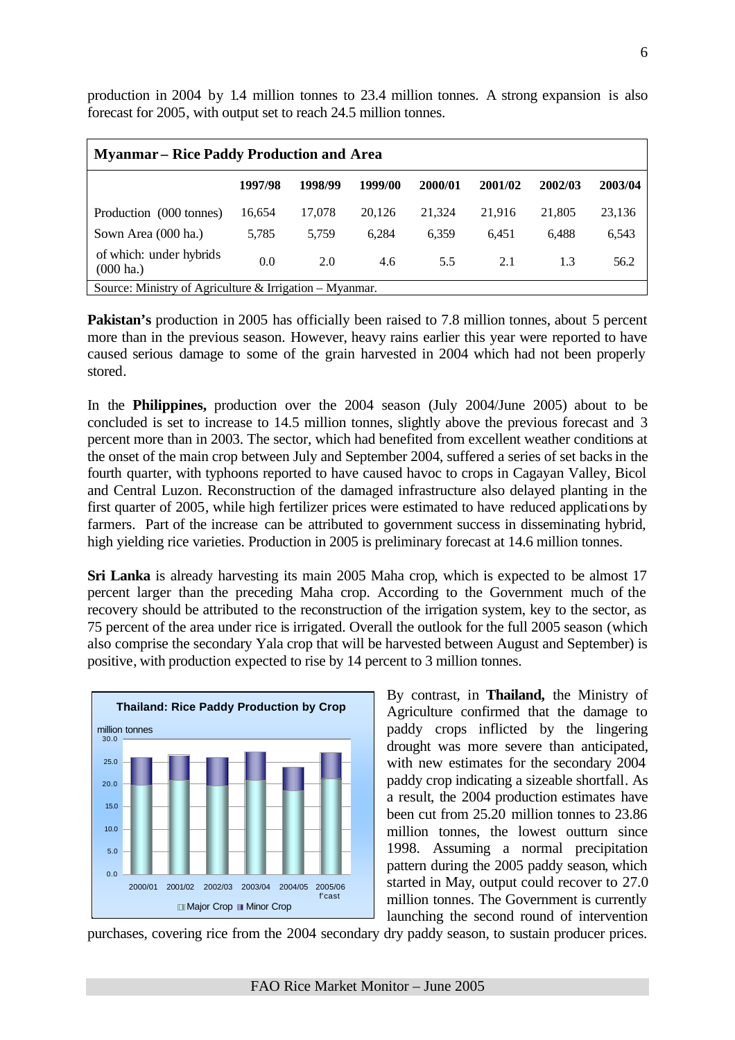production in 2004 by 1.4 million tonnes to 23.4 million tonnes. A strong expansion is also forecast for 2005, with output set to reach 24.5 million tonnes.

**Myanmar – Rice Paddy Production and Area**

| | 1997/98 | 1998/99 | 1999/00 | 2000/01 | 2001/02 | 2002/03 | 2003/04 |
|---|---|---|---|---|---|---|---|
| Production (000 tonnes) | 16,654 | 17,078 | 20,126 | 21,324 | 21,916 | 21,805 | 23,136 |
| Sown Area (000 ha.) | 5,785 | 5,759 | 6,284 | 6,359 | 6,451 | 6,488 | 6,543 |
| of which: under hybrids (000 ha.) | 0.0 | 2.0 | 4.6 | 5.5 | 2.1 | 1.3 | 56.2 |

Source: Ministry of Agriculture & Irrigation – Myanmar.

**Pakistan's** production in 2005 has officially been raised to 7.8 million tonnes, about 5 percent more than in the previous season. However, heavy rains earlier this year were reported to have caused serious damage to some of the grain harvested in 2004 which had not been properly stored.

In the **Philippines,** production over the 2004 season (July 2004/June 2005) about to be concluded is set to increase to 14.5 million tonnes, slightly above the previous forecast and 3 percent more than in 2003. The sector, which had benefited from excellent weather conditions at the onset of the main crop between July and September 2004, suffered a series of set backs in the fourth quarter, with typhoons reported to have caused havoc to crops in Cagayan Valley, Bicol and Central Luzon. Reconstruction of the damaged infrastructure also delayed planting in the first quarter of 2005, while high fertilizer prices were estimated to have reduced applications by farmers. Part of the increase can be attributed to government success in disseminating hybrid, high yielding rice varieties. Production in 2005 is preliminary forecast at 14.6 million tonnes.

**Sri Lanka** is already harvesting its main 2005 Maha crop, which is expected to be almost 17 percent larger than the preceding Maha crop. According to the Government much of the recovery should be attributed to the reconstruction of the irrigation system, key to the sector, as 75 percent of the area under rice is irrigated. Overall the outlook for the full 2005 season (which also comprise the secondary Yala crop that will be harvested between August and September) is positive, with production expected to rise by 14 percent to 3 million tonnes.

**Thailand: Rice Paddy Production by Crop**

By contrast, in **Thailand,** the Ministry of Agriculture confirmed that the damage to paddy crops inflicted by the lingering drought was more severe than anticipated, with new estimates for the secondary 2004 paddy crop indicating a sizeable shortfall. As a result, the 2004 production estimates have been cut from 25.20 million tonnes to 23.86 million tonnes, the lowest outturn since 1998. Assuming a normal precipitation pattern during the 2005 paddy season, which started in May, output could recover to 27.0 million tonnes. The Government is currently launching the second round of intervention purchases, covering rice from the 2004 secondary dry paddy season, to sustain producer prices.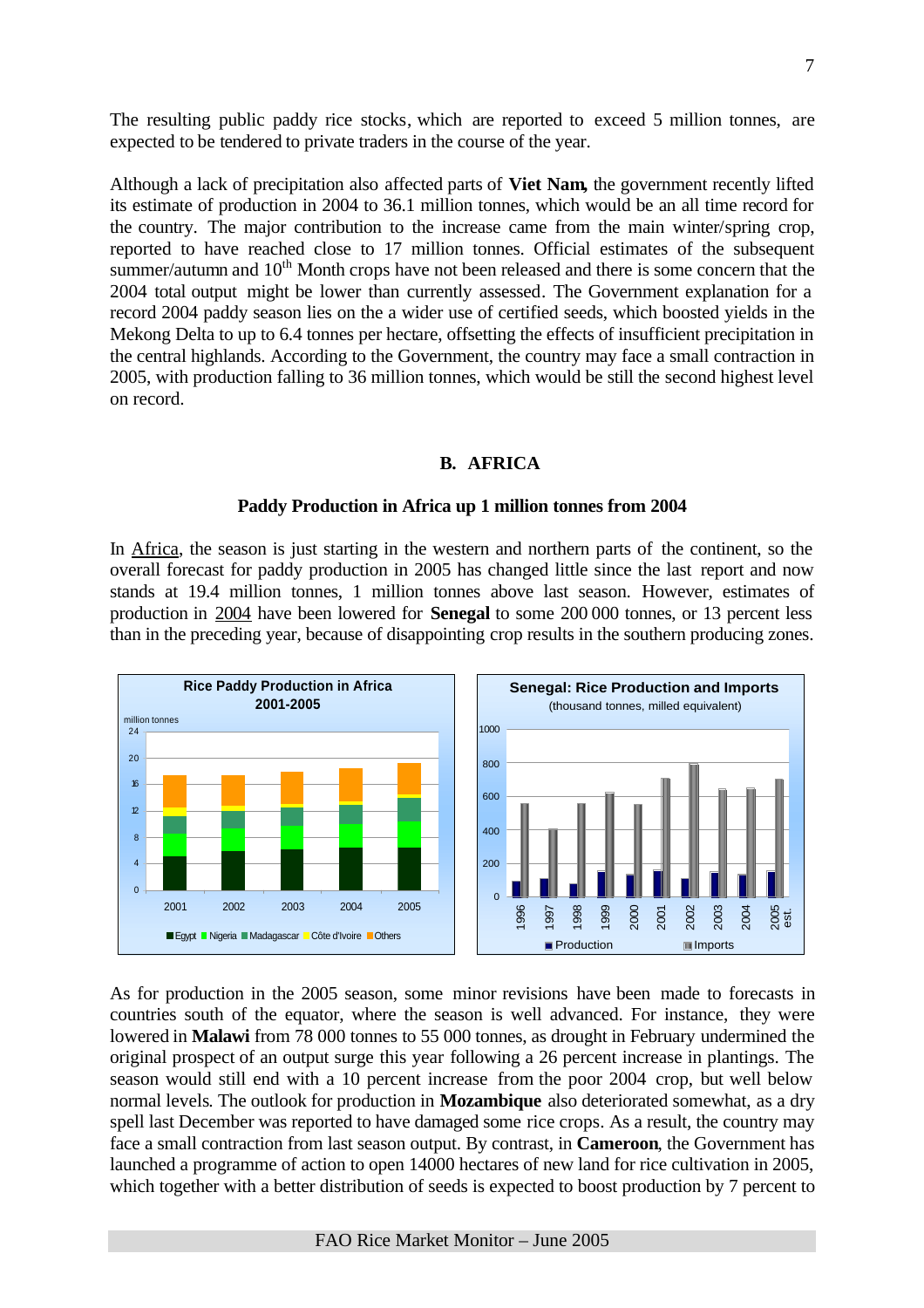The resulting public paddy rice stocks, which are reported to exceed 5 million tonnes, are expected to be tendered to private traders in the course of the year.

Although a lack of precipitation also affected parts of **Viet Nam**, the government recently lifted its estimate of production in 2004 to 36.1 million tonnes, which would be an all time record for the country. The major contribution to the increase came from the main winter/spring crop, reported to have reached close to 17 million tonnes. Official estimates of the subsequent summer/autumn and 10[th] Month crops have not been released and there is some concern that the 2004 total output might be lower than currently assessed. The Government explanation for a record 2004 paddy season lies on the a wider use of certified seeds, which boosted yields in the Mekong Delta to up to 6.4 tonnes per hectare, offsetting the effects of insufficient precipitation in the central highlands. According to the Government, the country may face a small contraction in 2005, with production falling to 36 million tonnes, which would be still the second highest level on record.

## B. AFRICA

### Paddy Production in Africa up 1 million tonnes from 2004

In Africa, the season is just starting in the western and northern parts of the continent, so the overall forecast for paddy production in 2005 has changed little since the last report and now stands at 19.4 million tonnes, 1 million tonnes above last season. However, estimates of production in 2004 have been lowered for **Senegal** to some 200 000 tonnes, or 13 percent less than in the preceding year, because of disappointing crop results in the southern producing zones.

**Rice Paddy Production in Africa 2001-2005**

**Senegal: Rice Production and Imports** (thousand tonnes, milled equivalent)

As for production in the 2005 season, some minor revisions have been made to forecasts in countries south of the equator, where the season is well advanced. For instance, they were lowered in **Malawi** from 78 000 tonnes to 55 000 tonnes, as drought in February undermined the original prospect of an output surge this year following a 26 percent increase in plantings. The season would still end with a 10 percent increase from the poor 2004 crop, but well below normal levels. The outlook for production in **Mozambique** also deteriorated somewhat, as a dry spell last December was reported to have damaged some rice crops. As a result, the country may face a small contraction from last season output. By contrast, in **Cameroon**, the Government has launched a programme of action to open 14000 hectares of new land for rice cultivation in 2005, which together with a better distribution of seeds is expected to boost production by 7 percent to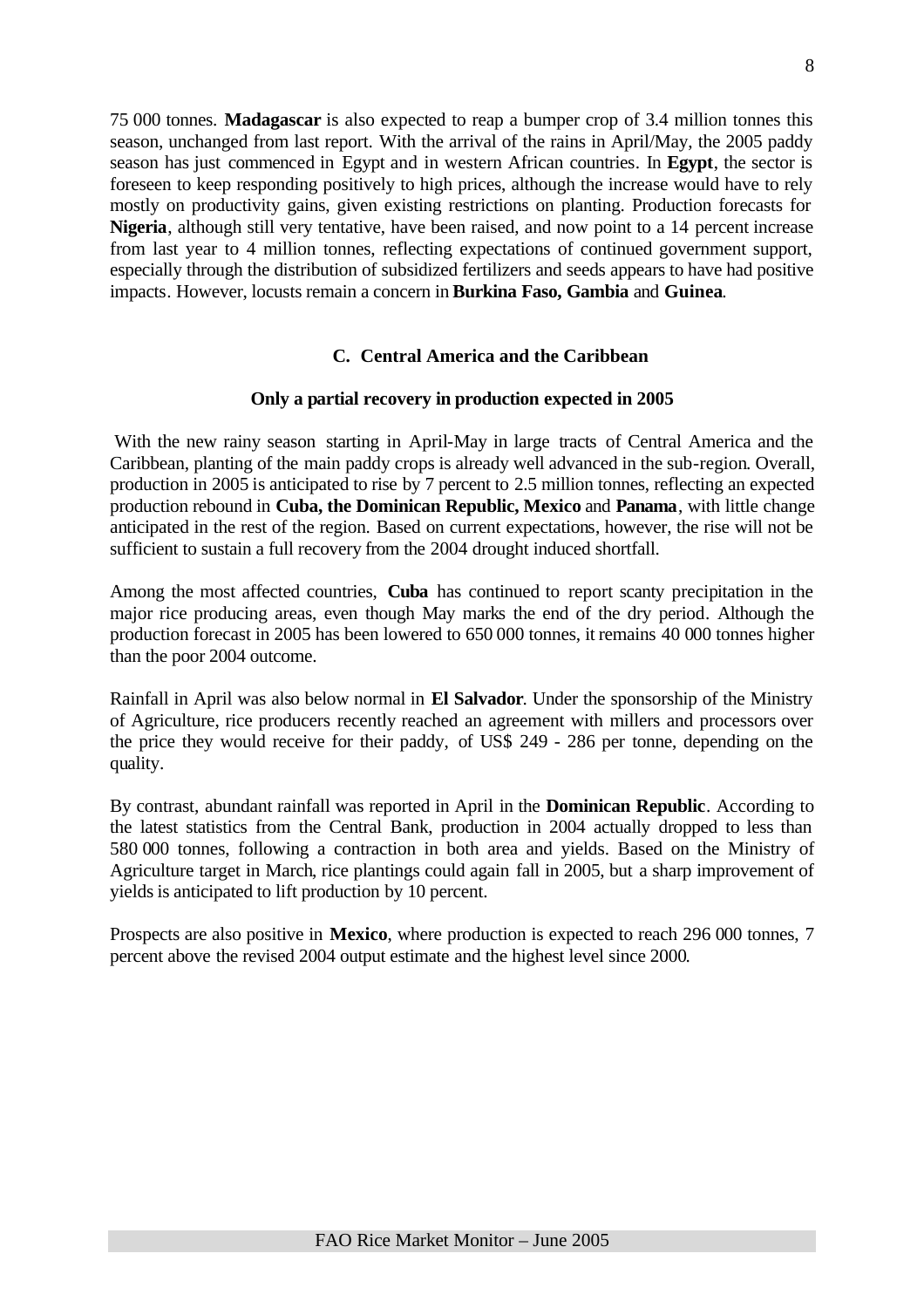75 000 tonnes. **Madagascar** is also expected to reap a bumper crop of 3.4 million tonnes this season, unchanged from last report. With the arrival of the rains in April/May, the 2005 paddy season has just commenced in Egypt and in western African countries. In **Egypt**, the sector is foreseen to keep responding positively to high prices, although the increase would have to rely mostly on productivity gains, given existing restrictions on planting. Production forecasts for **Nigeria**, although still very tentative, have been raised, and now point to a 14 percent increase from last year to 4 million tonnes, reflecting expectations of continued government support, especially through the distribution of subsidized fertilizers and seeds appears to have had positive impacts. However, locusts remain a concern in **Burkina Faso, Gambia** and **Guinea**.

## C. Central America and the Caribbean

### Only a partial recovery in production expected in 2005

With the new rainy season starting in April-May in large tracts of Central America and the Caribbean, planting of the main paddy crops is already well advanced in the sub-region. Overall, production in 2005 is anticipated to rise by 7 percent to 2.5 million tonnes, reflecting an expected production rebound in **Cuba, the Dominican Republic, Mexico** and **Panama**, with little change anticipated in the rest of the region. Based on current expectations, however, the rise will not be sufficient to sustain a full recovery from the 2004 drought induced shortfall.

Among the most affected countries, **Cuba** has continued to report scanty precipitation in the major rice producing areas, even though May marks the end of the dry period. Although the production forecast in 2005 has been lowered to 650 000 tonnes, it remains 40 000 tonnes higher than the poor 2004 outcome.

Rainfall in April was also below normal in **El Salvador**. Under the sponsorship of the Ministry of Agriculture, rice producers recently reached an agreement with millers and processors over the price they would receive for their paddy, of US$ 249 - 286 per tonne, depending on the quality.

By contrast, abundant rainfall was reported in April in the **Dominican Republic**. According to the latest statistics from the Central Bank, production in 2004 actually dropped to less than 580 000 tonnes, following a contraction in both area and yields. Based on the Ministry of Agriculture target in March, rice plantings could again fall in 2005, but a sharp improvement of yields is anticipated to lift production by 10 percent.

Prospects are also positive in **Mexico**, where production is expected to reach 296 000 tonnes, 7 percent above the revised 2004 output estimate and the highest level since 2000.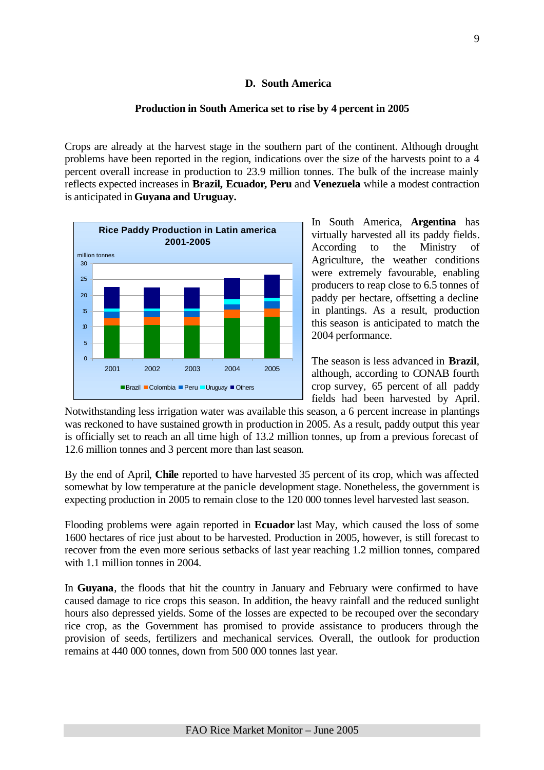## D. South America

### Production in South America set to rise by 4 percent in 2005

Crops are already at the harvest stage in the southern part of the continent. Although drought problems have been reported in the region, indications over the size of the harvests point to a 4 percent overall increase in production to 23.9 million tonnes. The bulk of the increase mainly reflects expected increases in **Brazil, Ecuador, Peru** and **Venezuela** while a modest contraction is anticipated in **Guyana and Uruguay.**

In South America, **Argentina** has virtually harvested all its paddy fields. According to the Ministry of Agriculture, the weather conditions were extremely favourable, enabling producers to reap close to 6.5 tonnes of paddy per hectare, offsetting a decline in plantings. As a result, production this season is anticipated to match the 2004 performance.

The season is less advanced in **Brazil**, although, according to CONAB fourth crop survey, 65 percent of all paddy fields had been harvested by April. Notwithstanding less irrigation water was available this season, a 6 percent increase in plantings was reckoned to have sustained growth in production in 2005. As a result, paddy output this year is officially set to reach an all time high of 13.2 million tonnes, up from a previous forecast of 12.6 million tonnes and 3 percent more than last season.

By the end of April, **Chile** reported to have harvested 35 percent of its crop, which was affected somewhat by low temperature at the panicle development stage. Nonetheless, the government is expecting production in 2005 to remain close to the 120 000 tonnes level harvested last season.

Flooding problems were again reported in **Ecuador** last May, which caused the loss of some 1600 hectares of rice just about to be harvested. Production in 2005, however, is still forecast to recover from the even more serious setbacks of last year reaching 1.2 million tonnes, compared with 1.1 million tonnes in 2004.

In **Guyana**, the floods that hit the country in January and February were confirmed to have caused damage to rice crops this season. In addition, the heavy rainfall and the reduced sunlight hours also depressed yields. Some of the losses are expected to be recouped over the secondary rice crop, as the Government has promised to provide assistance to producers through the provision of seeds, fertilizers and mechanical services. Overall, the outlook for production remains at 440 000 tonnes, down from 500 000 tonnes last year.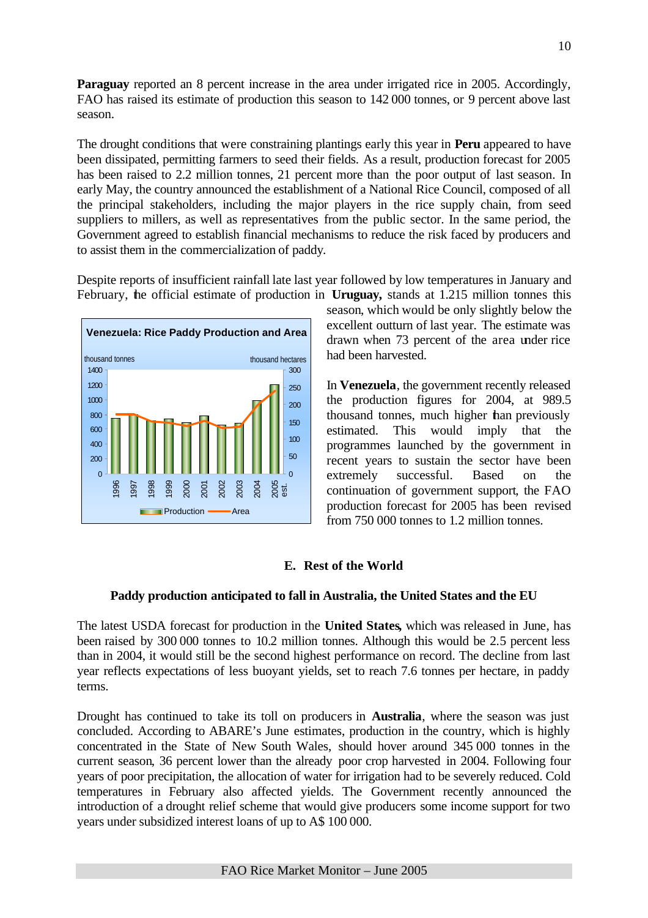**Paraguay** reported an 8 percent increase in the area under irrigated rice in 2005. Accordingly, FAO has raised its estimate of production this season to 142 000 tonnes, or 9 percent above last season.

The drought conditions that were constraining plantings early this year in **Peru** appeared to have been dissipated, permitting farmers to seed their fields. As a result, production forecast for 2005 has been raised to 2.2 million tonnes, 21 percent more than the poor output of last season. In early May, the country announced the establishment of a National Rice Council, composed of all the principal stakeholders, including the major players in the rice supply chain, from seed suppliers to millers, as well as representatives from the public sector. In the same period, the Government agreed to establish financial mechanisms to reduce the risk faced by producers and to assist them in the commercialization of paddy.

Despite reports of insufficient rainfall late last year followed by low temperatures in January and February, the official estimate of production in **Uruguay,** stands at 1.215 million tonnes this season, which would be only slightly below the excellent outturn of last year. The estimate was drawn when 73 percent of the area under rice had been harvested.

**Venezuela: Rice Paddy Production and Area**

In **Venezuela**, the government recently released the production figures for 2004, at 989.5 thousand tonnes, much higher than previously estimated. This would imply that the programmes launched by the government in recent years to sustain the sector have been extremely successful. Based on the continuation of government support, the FAO production forecast for 2005 has been revised from 750 000 tonnes to 1.2 million tonnes.

## E. Rest of the World

### Paddy production anticipated to fall in Australia, the United States and the EU

The latest USDA forecast for production in the **United States**, which was released in June, has been raised by 300 000 tonnes to 10.2 million tonnes. Although this would be 2.5 percent less than in 2004, it would still be the second highest performance on record. The decline from last year reflects expectations of less buoyant yields, set to reach 7.6 tonnes per hectare, in paddy terms.

Drought has continued to take its toll on producers in **Australia**, where the season was just concluded. According to ABARE's June estimates, production in the country, which is highly concentrated in the State of New South Wales, should hover around 345 000 tonnes in the current season, 36 percent lower than the already poor crop harvested in 2004. Following four years of poor precipitation, the allocation of water for irrigation had to be severely reduced. Cold temperatures in February also affected yields. The Government recently announced the introduction of a drought relief scheme that would give producers some income support for two years under subsidized interest loans of up to A$ 100 000.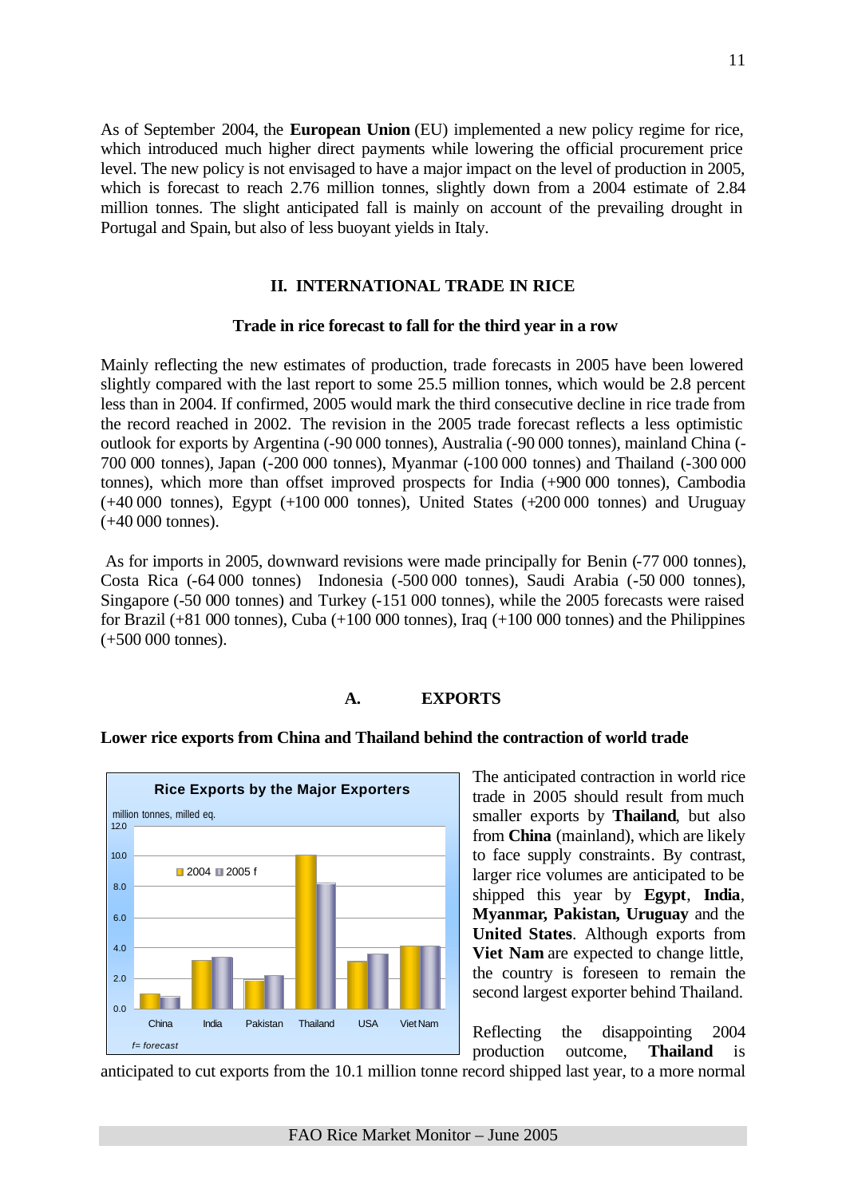As of September 2004, the **European Union** (EU) implemented a new policy regime for rice, which introduced much higher direct payments while lowering the official procurement price level. The new policy is not envisaged to have a major impact on the level of production in 2005, which is forecast to reach 2.76 million tonnes, slightly down from a 2004 estimate of 2.84 million tonnes. The slight anticipated fall is mainly on account of the prevailing drought in Portugal and Spain, but also of less buoyant yields in Italy.

## II. INTERNATIONAL TRADE IN RICE

### Trade in rice forecast to fall for the third year in a row

Mainly reflecting the new estimates of production, trade forecasts in 2005 have been lowered slightly compared with the last report to some 25.5 million tonnes, which would be 2.8 percent less than in 2004. If confirmed, 2005 would mark the third consecutive decline in rice trade from the record reached in 2002. The revision in the 2005 trade forecast reflects a less optimistic outlook for exports by Argentina (-90 000 tonnes), Australia (-90 000 tonnes), mainland China (-700 000 tonnes), Japan (-200 000 tonnes), Myanmar (-100 000 tonnes) and Thailand (-300 000 tonnes), which more than offset improved prospects for India (+900 000 tonnes), Cambodia (+40 000 tonnes), Egypt (+100 000 tonnes), United States (+200 000 tonnes) and Uruguay (+40 000 tonnes).

As for imports in 2005, downward revisions were made principally for Benin (-77 000 tonnes), Costa Rica (-64 000 tonnes) Indonesia (-500 000 tonnes), Saudi Arabia (-50 000 tonnes), Singapore (-50 000 tonnes) and Turkey (-151 000 tonnes), while the 2005 forecasts were raised for Brazil (+81 000 tonnes), Cuba (+100 000 tonnes), Iraq (+100 000 tonnes) and the Philippines (+500 000 tonnes).

### A. EXPORTS

**Lower rice exports from China and Thailand behind the contraction of world trade**

The anticipated contraction in world rice trade in 2005 should result from much smaller exports by **Thailand**, but also from **China** (mainland), which are likely to face supply constraints. By contrast, larger rice volumes are anticipated to be shipped this year by **Egypt**, **India**, **Myanmar, Pakistan, Uruguay** and the **United States**. Although exports from **Viet Nam** are expected to change little, the country is foreseen to remain the second largest exporter behind Thailand.

Reflecting the disappointing 2004 production outcome, **Thailand** is anticipated to cut exports from the 10.1 million tonne record shipped last year, to a more normal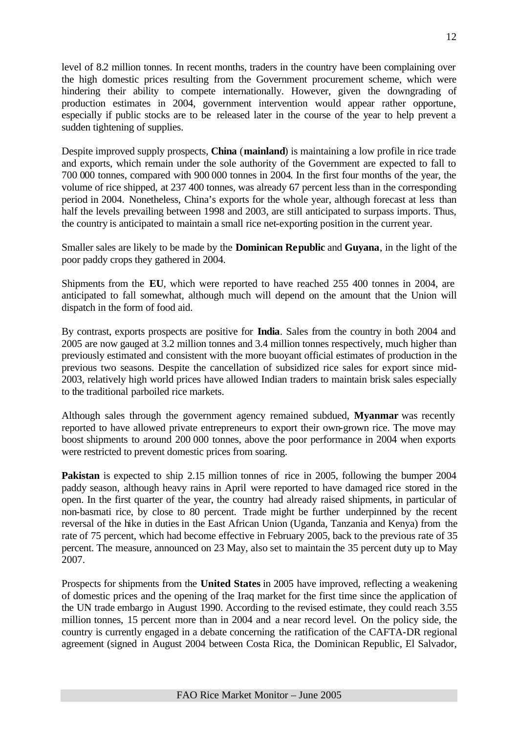level of 8.2 million tonnes. In recent months, traders in the country have been complaining over the high domestic prices resulting from the Government procurement scheme, which were hindering their ability to compete internationally. However, given the downgrading of production estimates in 2004, government intervention would appear rather opportune, especially if public stocks are to be released later in the course of the year to help prevent a sudden tightening of supplies.

Despite improved supply prospects, **China** (**mainland**) is maintaining a low profile in rice trade and exports, which remain under the sole authority of the Government are expected to fall to 700 000 tonnes, compared with 900 000 tonnes in 2004. In the first four months of the year, the volume of rice shipped, at 237 400 tonnes, was already 67 percent less than in the corresponding period in 2004. Nonetheless, China's exports for the whole year, although forecast at less than half the levels prevailing between 1998 and 2003, are still anticipated to surpass imports. Thus, the country is anticipated to maintain a small rice net-exporting position in the current year.

Smaller sales are likely to be made by the **Dominican Republic** and **Guyana**, in the light of the poor paddy crops they gathered in 2004.

Shipments from the **EU**, which were reported to have reached 255 400 tonnes in 2004, are anticipated to fall somewhat, although much will depend on the amount that the Union will dispatch in the form of food aid.

By contrast, exports prospects are positive for **India**. Sales from the country in both 2004 and 2005 are now gauged at 3.2 million tonnes and 3.4 million tonnes respectively, much higher than previously estimated and consistent with the more buoyant official estimates of production in the previous two seasons. Despite the cancellation of subsidized rice sales for export since mid-2003, relatively high world prices have allowed Indian traders to maintain brisk sales especially to the traditional parboiled rice markets.

Although sales through the government agency remained subdued, **Myanmar** was recently reported to have allowed private entrepreneurs to export their own-grown rice. The move may boost shipments to around 200 000 tonnes, above the poor performance in 2004 when exports were restricted to prevent domestic prices from soaring.

**Pakistan** is expected to ship 2.15 million tonnes of rice in 2005, following the bumper 2004 paddy season, although heavy rains in April were reported to have damaged rice stored in the open. In the first quarter of the year, the country had already raised shipments, in particular of non-basmati rice, by close to 80 percent. Trade might be further underpinned by the recent reversal of the hike in duties in the East African Union (Uganda, Tanzania and Kenya) from the rate of 75 percent, which had become effective in February 2005, back to the previous rate of 35 percent. The measure, announced on 23 May, also set to maintain the 35 percent duty up to May 2007.

Prospects for shipments from the **United States** in 2005 have improved, reflecting a weakening of domestic prices and the opening of the Iraq market for the first time since the application of the UN trade embargo in August 1990. According to the revised estimate, they could reach 3.55 million tonnes, 15 percent more than in 2004 and a near record level. On the policy side, the country is currently engaged in a debate concerning the ratification of the CAFTA-DR regional agreement (signed in August 2004 between Costa Rica, the Dominican Republic, El Salvador,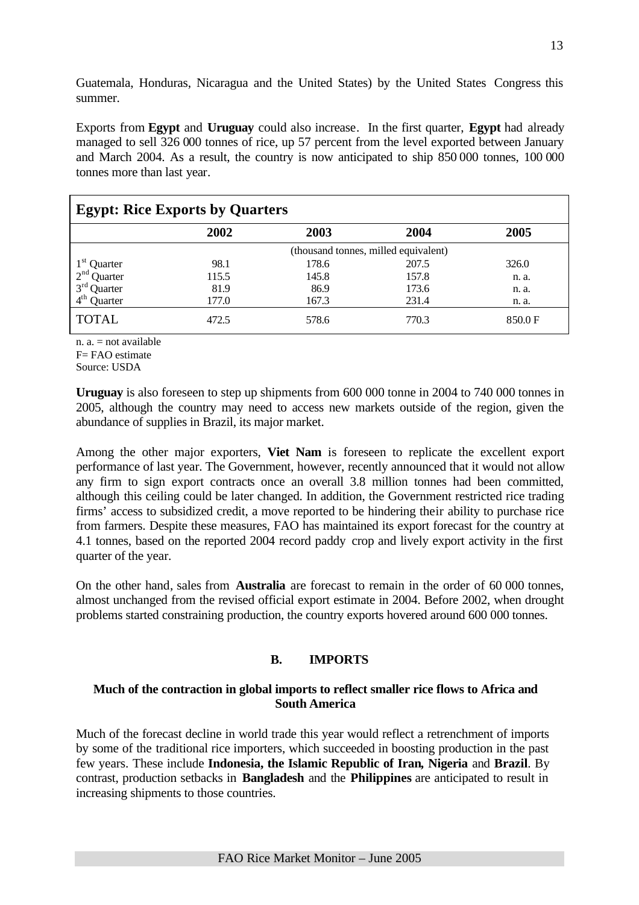Guatemala, Honduras, Nicaragua and the United States) by the United States Congress this summer.

Exports from **Egypt** and **Uruguay** could also increase. In the first quarter, **Egypt** had already managed to sell 326 000 tonnes of rice, up 57 percent from the level exported between January and March 2004. As a result, the country is now anticipated to ship 850 000 tonnes, 100 000 tonnes more than last year.

**Egypt: Rice Exports by Quarters**

| | 2002 | 2003 | 2004 | 2005 |
|---|---|---|---|---|
| | | (thousand tonnes, milled equivalent) | | |
| 1st Quarter | 98.1 | 178.6 | 207.5 | 326.0 |
| 2nd Quarter | 115.5 | 145.8 | 157.8 | n. a. |
| 3rd Quarter | 81.9 | 86.9 | 173.6 | n. a. |
| 4th Quarter | 177.0 | 167.3 | 231.4 | n. a. |
| TOTAL | 472.5 | 578.6 | 770.3 | 850.0 F |

n. a. = not available
F= FAO estimate
Source: USDA

**Uruguay** is also foreseen to step up shipments from 600 000 tonne in 2004 to 740 000 tonnes in 2005, although the country may need to access new markets outside of the region, given the abundance of supplies in Brazil, its major market.

Among the other major exporters, **Viet Nam** is foreseen to replicate the excellent export performance of last year. The Government, however, recently announced that it would not allow any firm to sign export contracts once an overall 3.8 million tonnes had been committed, although this ceiling could be later changed. In addition, the Government restricted rice trading firms' access to subsidized credit, a move reported to be hindering their ability to purchase rice from farmers. Despite these measures, FAO has maintained its export forecast for the country at 4.1 tonnes, based on the reported 2004 record paddy crop and lively export activity in the first quarter of the year.

On the other hand, sales from **Australia** are forecast to remain in the order of 60 000 tonnes, almost unchanged from the revised official export estimate in 2004. Before 2002, when drought problems started constraining production, the country exports hovered around 600 000 tonnes.

## B. IMPORTS

### Much of the contraction in global imports to reflect smaller rice flows to Africa and South America

Much of the forecast decline in world trade this year would reflect a retrenchment of imports by some of the traditional rice importers, which succeeded in boosting production in the past few years. These include **Indonesia, the Islamic Republic of Iran, Nigeria** and **Brazil**. By contrast, production setbacks in **Bangladesh** and the **Philippines** are anticipated to result in increasing shipments to those countries.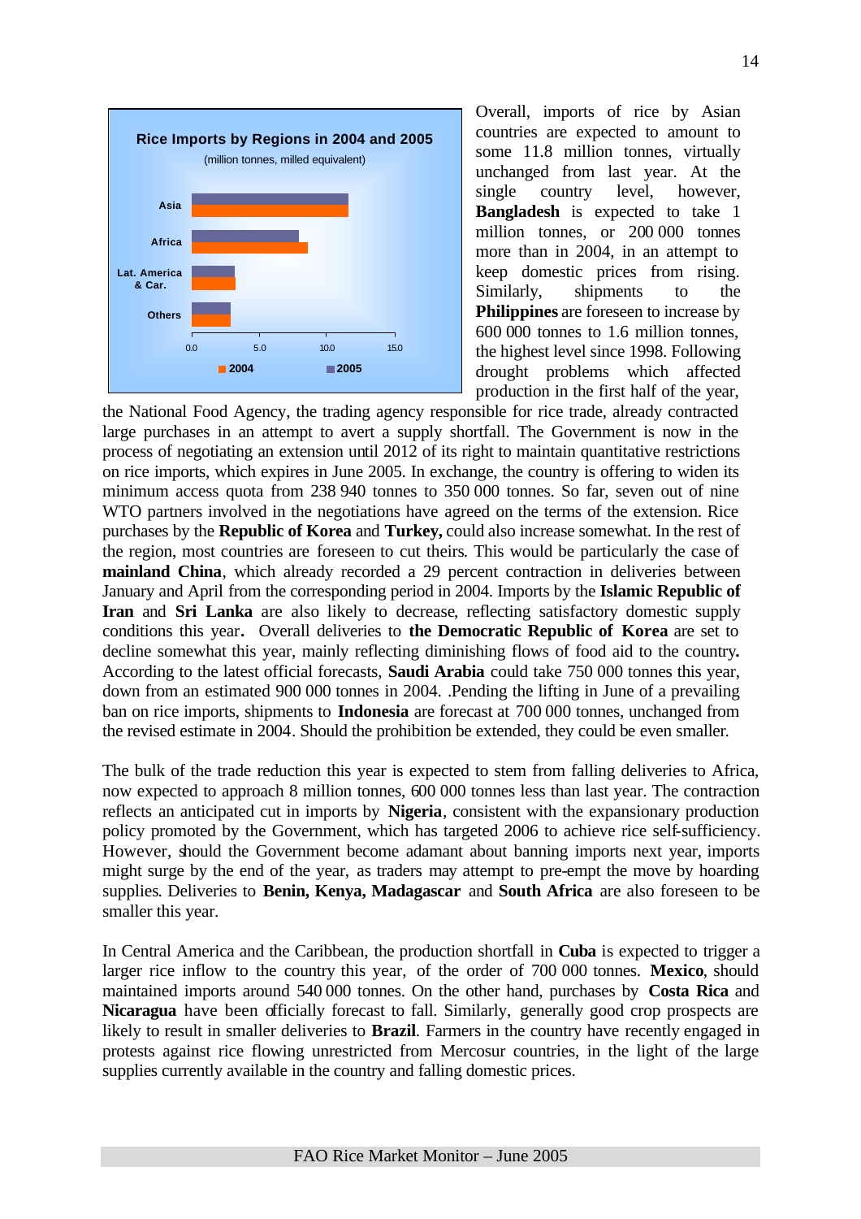Overall, imports of rice by Asian countries are expected to amount to some 11.8 million tonnes, virtually unchanged from last year. At the single country level, however, **Bangladesh** is expected to take 1 million tonnes, or 200 000 tonnes more than in 2004, in an attempt to keep domestic prices from rising. Similarly, shipments to the **Philippines** are foreseen to increase by 600 000 tonnes to 1.6 million tonnes, the highest level since 1998. Following drought problems which affected production in the first half of the year, the National Food Agency, the trading agency responsible for rice trade, already contracted large purchases in an attempt to avert a supply shortfall. The Government is now in the process of negotiating an extension until 2012 of its right to maintain quantitative restrictions on rice imports, which expires in June 2005. In exchange, the country is offering to widen its minimum access quota from 238 940 tonnes to 350 000 tonnes. So far, seven out of nine WTO partners involved in the negotiations have agreed on the terms of the extension. Rice purchases by the **Republic of Korea** and **Turkey,** could also increase somewhat. In the rest of the region, most countries are foreseen to cut theirs. This would be particularly the case of **mainland China**, which already recorded a 29 percent contraction in deliveries between January and April from the corresponding period in 2004. Imports by the **Islamic Republic of Iran** and **Sri Lanka** are also likely to decrease, reflecting satisfactory domestic supply conditions this year**.** Overall deliveries to **the Democratic Republic of Korea** are set to decline somewhat this year, mainly reflecting diminishing flows of food aid to the country**.** According to the latest official forecasts, **Saudi Arabia** could take 750 000 tonnes this year, down from an estimated 900 000 tonnes in 2004. .Pending the lifting in June of a prevailing ban on rice imports, shipments to **Indonesia** are forecast at 700 000 tonnes, unchanged from the revised estimate in 2004. Should the prohibition be extended, they could be even smaller.

The bulk of the trade reduction this year is expected to stem from falling deliveries to Africa, now expected to approach 8 million tonnes, 600 000 tonnes less than last year. The contraction reflects an anticipated cut in imports by **Nigeria**, consistent with the expansionary production policy promoted by the Government, which has targeted 2006 to achieve rice self-sufficiency. However, should the Government become adamant about banning imports next year, imports might surge by the end of the year, as traders may attempt to pre-empt the move by hoarding supplies. Deliveries to **Benin, Kenya, Madagascar** and **South Africa** are also foreseen to be smaller this year.

In Central America and the Caribbean, the production shortfall in **Cuba** is expected to trigger a larger rice inflow to the country this year, of the order of 700 000 tonnes. **Mexico**, should maintained imports around 540 000 tonnes. On the other hand, purchases by **Costa Rica** and **Nicaragua** have been officially forecast to fall. Similarly, generally good crop prospects are likely to result in smaller deliveries to **Brazil**. Farmers in the country have recently engaged in protests against rice flowing unrestricted from Mercosur countries, in the light of the large supplies currently available in the country and falling domestic prices.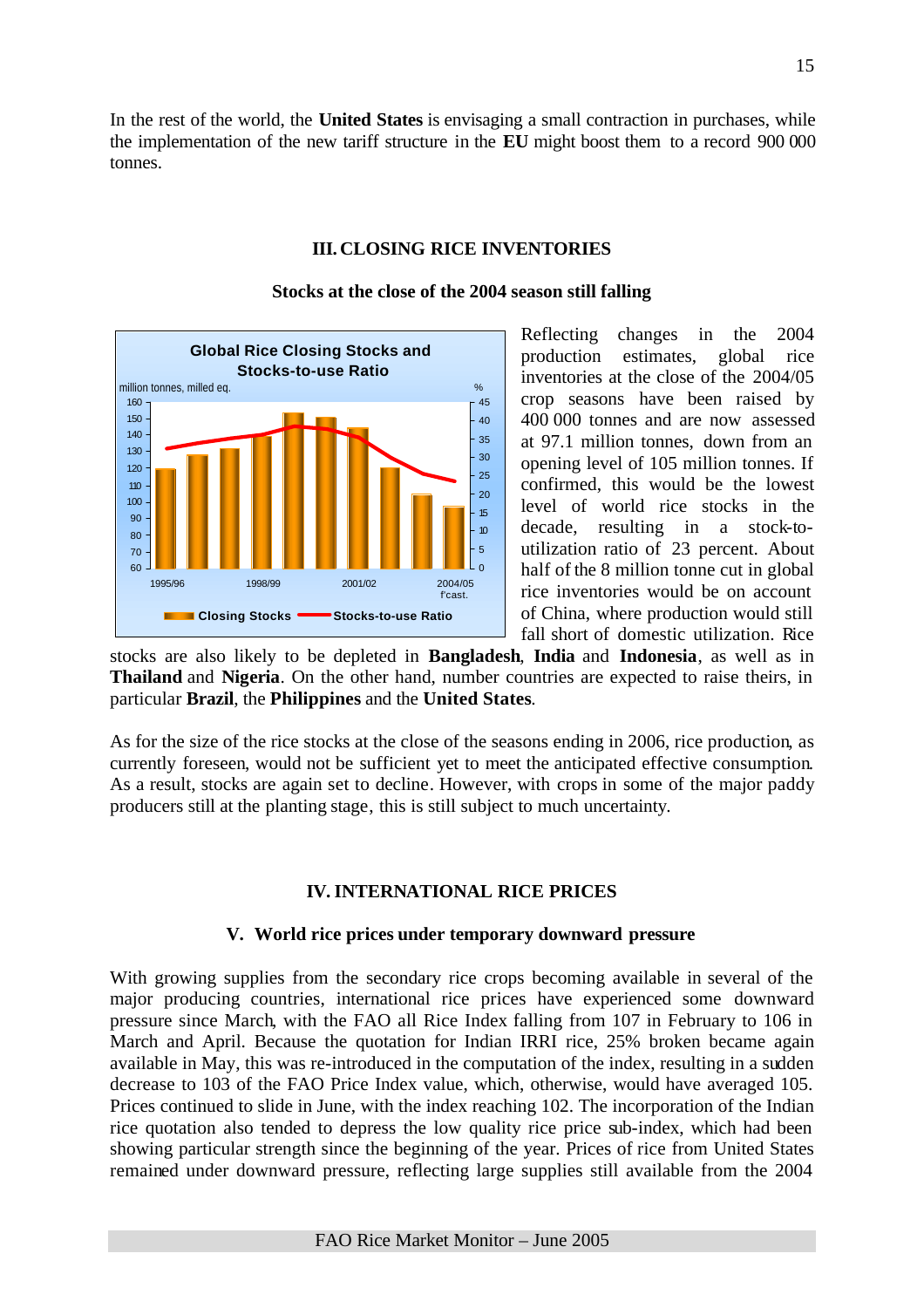In the rest of the world, the **United States** is envisaging a small contraction in purchases, while the implementation of the new tariff structure in the **EU** might boost them to a record 900 000 tonnes.

## III. CLOSING RICE INVENTORIES

### Stocks at the close of the 2004 season still falling

Reflecting changes in the 2004 production estimates, global rice inventories at the close of the 2004/05 crop seasons have been raised by 400 000 tonnes and are now assessed at 97.1 million tonnes, down from an opening level of 105 million tonnes. If confirmed, this would be the lowest level of world rice stocks in the decade, resulting in a stock-to-utilization ratio of 23 percent. About half of the 8 million tonne cut in global rice inventories would be on account of China, where production would still fall short of domestic utilization. Rice stocks are also likely to be depleted in **Bangladesh**, **India** and **Indonesia**, as well as in **Thailand** and **Nigeria**. On the other hand, number countries are expected to raise theirs, in particular **Brazil**, the **Philippines** and the **United States**.

As for the size of the rice stocks at the close of the seasons ending in 2006, rice production, as currently foreseen, would not be sufficient yet to meet the anticipated effective consumption. As a result, stocks are again set to decline. However, with crops in some of the major paddy producers still at the planting stage, this is still subject to much uncertainty.

## IV. INTERNATIONAL RICE PRICES

### V. World rice prices under temporary downward pressure

With growing supplies from the secondary rice crops becoming available in several of the major producing countries, international rice prices have experienced some downward pressure since March, with the FAO all Rice Index falling from 107 in February to 106 in March and April. Because the quotation for Indian IRRI rice, 25% broken became again available in May, this was re-introduced in the computation of the index, resulting in a sudden decrease to 103 of the FAO Price Index value, which, otherwise, would have averaged 105. Prices continued to slide in June, with the index reaching 102. The incorporation of the Indian rice quotation also tended to depress the low quality rice price sub-index, which had been showing particular strength since the beginning of the year. Prices of rice from United States remained under downward pressure, reflecting large supplies still available from the 2004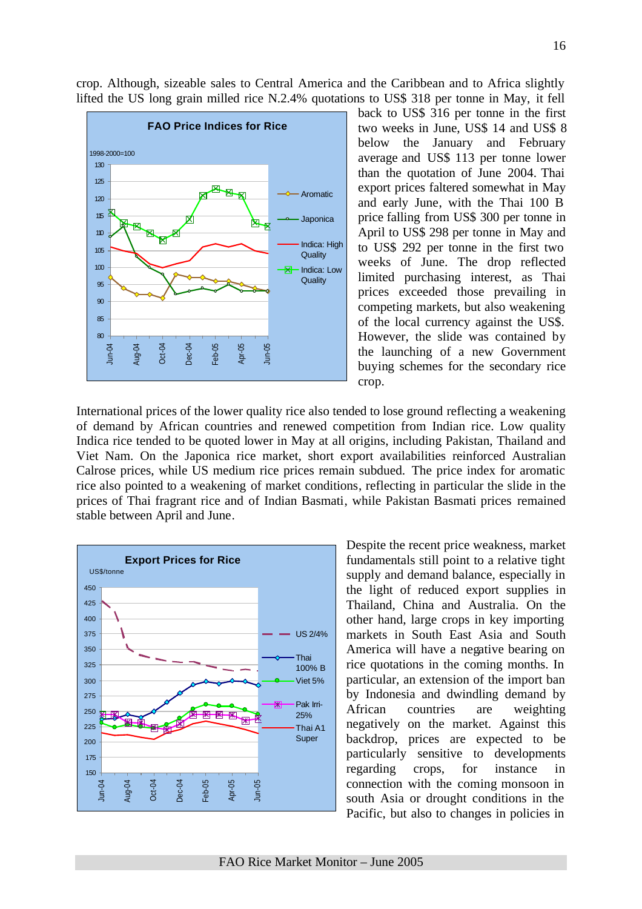crop. Although, sizeable sales to Central America and the Caribbean and to Africa slightly lifted the US long grain milled rice N.2.4% quotations to US$ 318 per tonne in May, it fell back to US$ 316 per tonne in the first two weeks in June, US$ 14 and US$ 8 below the January and February average and US$ 113 per tonne lower than the quotation of June 2004. Thai export prices faltered somewhat in May and early June, with the Thai 100 B price falling from US$ 300 per tonne in April to US$ 298 per tonne in May and to US$ 292 per tonne in the first two weeks of June. The drop reflected limited purchasing interest, as Thai prices exceeded those prevailing in competing markets, but also weakening of the local currency against the US$. However, the slide was contained by the launching of a new Government buying schemes for the secondary rice crop.

**FAO Price Indices for Rice**

International prices of the lower quality rice also tended to lose ground reflecting a weakening of demand by African countries and renewed competition from Indian rice. Low quality Indica rice tended to be quoted lower in May at all origins, including Pakistan, Thailand and Viet Nam. On the Japonica rice market, short export availabilities reinforced Australian Calrose prices, while US medium rice prices remain subdued. The price index for aromatic rice also pointed to a weakening of market conditions, reflecting in particular the slide in the prices of Thai fragrant rice and of Indian Basmati, while Pakistan Basmati prices remained stable between April and June.

**Export Prices for Rice**

Despite the recent price weakness, market fundamentals still point to a relative tight supply and demand balance, especially in the light of reduced export supplies in Thailand, China and Australia. On the other hand, large crops in key importing markets in South East Asia and South America will have a negative bearing on rice quotations in the coming months. In particular, an extension of the import ban by Indonesia and dwindling demand by African countries are weighting negatively on the market. Against this backdrop, prices are expected to be particularly sensitive to developments regarding crops, for instance in connection with the coming monsoon in south Asia or drought conditions in the Pacific, but also to changes in policies in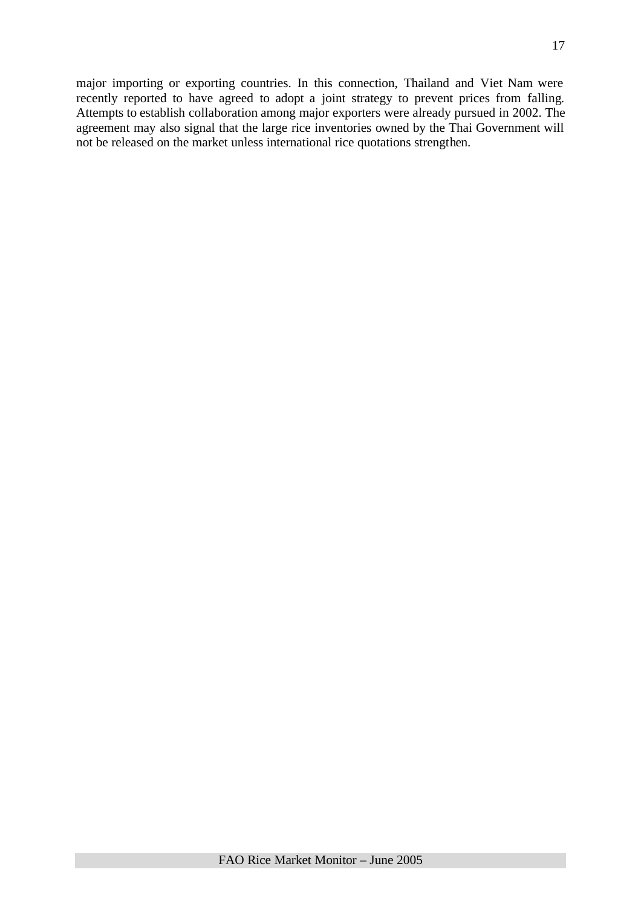major importing or exporting countries. In this connection, Thailand and Viet Nam were recently reported to have agreed to adopt a joint strategy to prevent prices from falling. Attempts to establish collaboration among major exporters were already pursued in 2002. The agreement may also signal that the large rice inventories owned by the Thai Government will not be released on the market unless international rice quotations strengthen.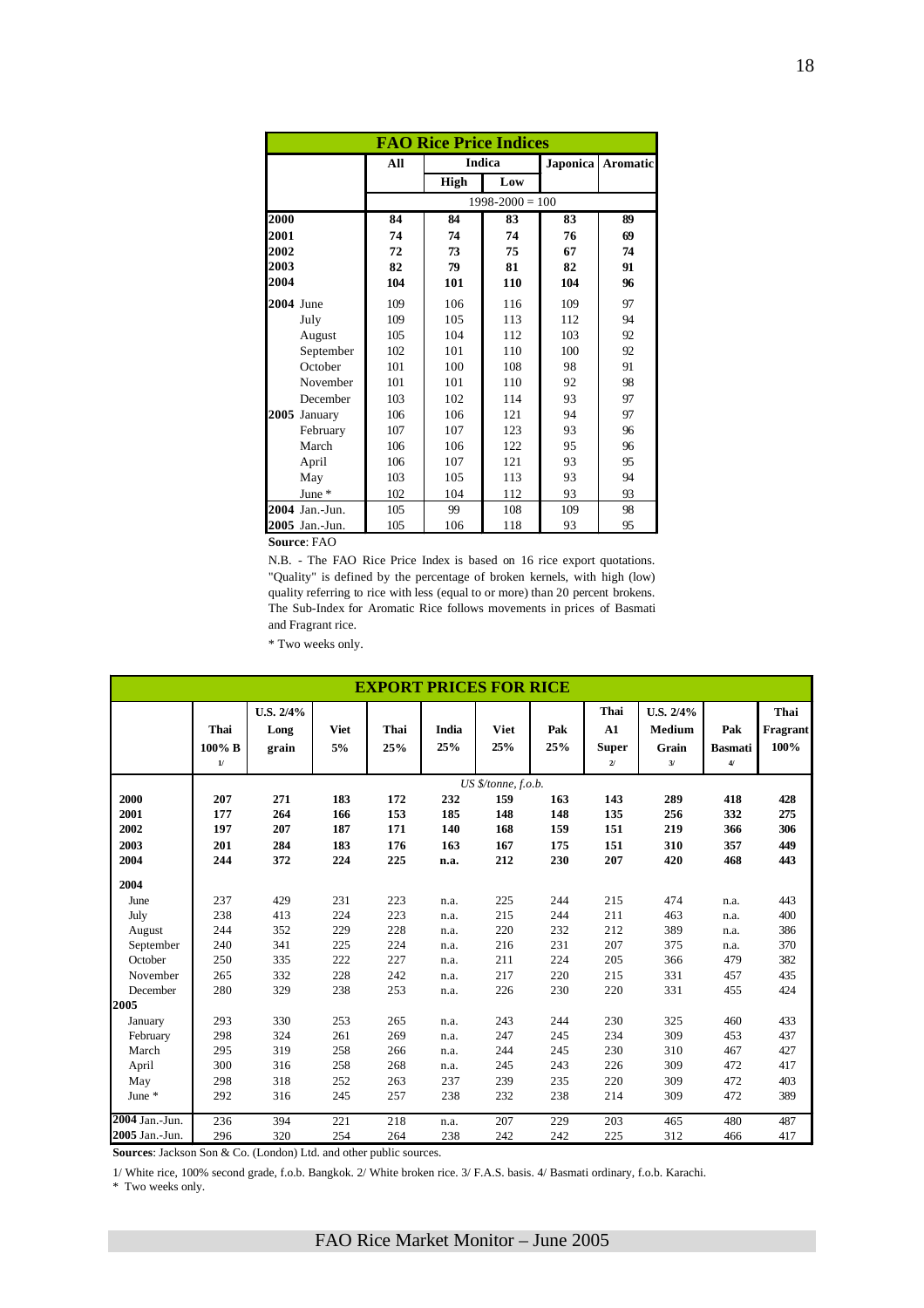## FAO Rice Price Indices

| | All | Indica | | Japonica | Aromatic |
|---|---|---|---|---|---|
| | | High | Low | | |
| | 1998-2000 = 100 | | | | |
| **2000** | **84** | **84** | **83** | **83** | **89** |
| **2001** | **74** | **74** | **74** | **76** | **69** |
| **2002** | **72** | **73** | **75** | **67** | **74** |
| **2003** | **82** | **79** | **81** | **82** | **91** |
| **2004** | **104** | **101** | **110** | **104** | **96** |
| **2004** June | 109 | 106 | 116 | 109 | 97 |
| July | 109 | 105 | 113 | 112 | 94 |
| August | 105 | 104 | 112 | 103 | 92 |
| September | 102 | 101 | 110 | 100 | 92 |
| October | 101 | 100 | 108 | 98 | 91 |
| November | 101 | 101 | 110 | 92 | 98 |
| December | 103 | 102 | 114 | 93 | 97 |
| **2005** January | 106 | 106 | 121 | 94 | 97 |
| February | 107 | 107 | 123 | 93 | 96 |
| March | 106 | 106 | 122 | 95 | 96 |
| April | 106 | 107 | 121 | 93 | 95 |
| May | 103 | 105 | 113 | 93 | 94 |
| June * | 102 | 104 | 112 | 93 | 93 |
| **2004** Jan.-Jun. | 105 | 99 | 108 | 109 | 98 |
| **2005** Jan.-Jun. | 105 | 106 | 118 | 93 | 95 |

**Source**: FAO

N.B. - The FAO Rice Price Index is based on 16 rice export quotations. "Quality" is defined by the percentage of broken kernels, with high (low) quality referring to rice with less (equal to or more) than 20 percent brokens. The Sub-Index for Aromatic Rice follows movements in prices of Basmati and Fragrant rice.

\* Two weeks only.

## EXPORT PRICES FOR RICE

| | Thai 100% B 1/ | U.S. 2/4% Long grain | Viet 5% | Thai 25% | India 25% | Viet 25% | Pak 25% | Thai A1 Super 2/ | U.S. 2/4% Medium Grain 3/ | Pak Basmati 4/ | Thai Fragrant 100% |
|---|---|---|---|---|---|---|---|---|---|---|---|
| | *US $/tonne, f.o.b.* | | | | | | | | | | |
| **2000** | **207** | **271** | **183** | **172** | **232** | **159** | **163** | **143** | **289** | **418** | **428** |
| **2001** | **177** | **264** | **166** | **153** | **185** | **148** | **148** | **135** | **256** | **332** | **275** |
| **2002** | **197** | **207** | **187** | **171** | **140** | **168** | **159** | **151** | **219** | **366** | **306** |
| **2003** | **201** | **284** | **183** | **176** | **163** | **167** | **175** | **151** | **310** | **357** | **449** |
| **2004** | **244** | **372** | **224** | **225** | **n.a.** | **212** | **230** | **207** | **420** | **468** | **443** |
| **2004** | | | | | | | | | | | |
| June | 237 | 429 | 231 | 223 | n.a. | 225 | 244 | 215 | 474 | n.a. | 443 |
| July | 238 | 413 | 224 | 223 | n.a. | 215 | 244 | 211 | 463 | n.a. | 400 |
| August | 244 | 352 | 229 | 228 | n.a. | 220 | 232 | 212 | 389 | n.a. | 386 |
| September | 240 | 341 | 225 | 224 | n.a. | 216 | 231 | 207 | 375 | n.a. | 370 |
| October | 250 | 335 | 222 | 227 | n.a. | 211 | 224 | 205 | 366 | 479 | 382 |
| November | 265 | 332 | 228 | 242 | n.a. | 217 | 220 | 215 | 331 | 457 | 435 |
| December | 280 | 329 | 238 | 253 | n.a. | 226 | 230 | 220 | 331 | 455 | 424 |
| **2005** | | | | | | | | | | | |
| January | 293 | 330 | 253 | 265 | n.a. | 243 | 244 | 230 | 325 | 460 | 433 |
| February | 298 | 324 | 261 | 269 | n.a. | 247 | 245 | 234 | 309 | 453 | 437 |
| March | 295 | 319 | 258 | 266 | n.a. | 244 | 245 | 230 | 310 | 467 | 427 |
| April | 300 | 316 | 258 | 268 | n.a. | 245 | 243 | 226 | 309 | 472 | 417 |
| May | 298 | 318 | 252 | 263 | 237 | 239 | 235 | 220 | 309 | 472 | 403 |
| June * | 292 | 316 | 245 | 257 | 238 | 232 | 238 | 214 | 309 | 472 | 389 |
| **2004** Jan.-Jun. | 236 | 394 | 221 | 218 | n.a. | 207 | 229 | 203 | 465 | 480 | 487 |
| **2005** Jan.-Jun. | 296 | 320 | 254 | 264 | 238 | 242 | 242 | 225 | 312 | 466 | 417 |

**Sources**: Jackson Son & Co. (London) Ltd. and other public sources.

1/ White rice, 100% second grade, f.o.b. Bangkok. 2/ White broken rice. 3/ F.A.S. basis. 4/ Basmati ordinary, f.o.b. Karachi.

\* Two weeks only.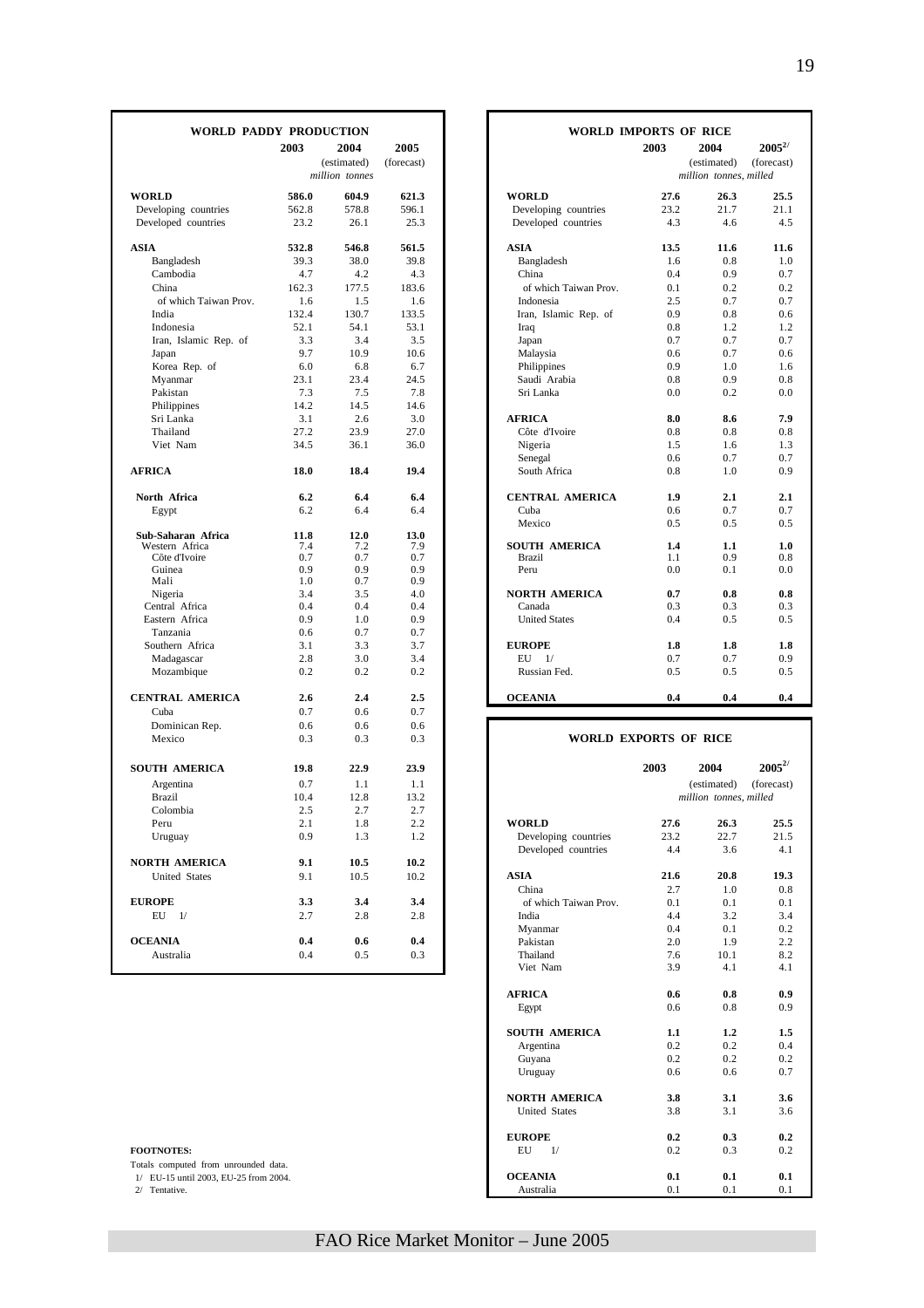## WORLD PADDY PRODUCTION

| | 2003 | 2004 (estimated) | 2005 (forecast) |
|---|---|---|---|
| | | *million tonnes* | |
| **WORLD** | **586.0** | **604.9** | **621.3** |
| Developing countries | 562.8 | 578.8 | 596.1 |
| Developed countries | 23.2 | 26.1 | 25.3 |
| **ASIA** | **532.8** | **546.8** | **561.5** |
| Bangladesh | 39.3 | 38.0 | 39.8 |
| Cambodia | 4.7 | 4.2 | 4.3 |
| China | 162.3 | 177.5 | 183.6 |
| of which Taiwan Prov. | 1.6 | 1.5 | 1.6 |
| India | 132.4 | 130.7 | 133.5 |
| Indonesia | 52.1 | 54.1 | 53.1 |
| Iran, Islamic Rep. of | 3.3 | 3.4 | 3.5 |
| Japan | 9.7 | 10.9 | 10.6 |
| Korea Rep. of | 6.0 | 6.8 | 6.7 |
| Myanmar | 23.1 | 23.4 | 24.5 |
| Pakistan | 7.3 | 7.5 | 7.8 |
| Philippines | 14.2 | 14.5 | 14.6 |
| Sri Lanka | 3.1 | 2.6 | 3.0 |
| Thailand | 27.2 | 23.9 | 27.0 |
| Viet Nam | 34.5 | 36.1 | 36.0 |
| **AFRICA** | **18.0** | **18.4** | **19.4** |
| **North Africa** | **6.2** | **6.4** | **6.4** |
| Egypt | 6.2 | 6.4 | 6.4 |
| **Sub-Saharan Africa** | **11.8** | **12.0** | **13.0** |
| Western Africa | 7.4 | 7.2 | 7.9 |
| Côte d'Ivoire | 0.7 | 0.7 | 0.7 |
| Guinea | 0.9 | 0.9 | 0.9 |
| Mali | 1.0 | 0.7 | 0.9 |
| Nigeria | 3.4 | 3.5 | 4.0 |
| Central Africa | 0.4 | 0.4 | 0.4 |
| Eastern Africa | 0.9 | 1.0 | 0.9 |
| Tanzania | 0.6 | 0.7 | 0.7 |
| Southern Africa | 3.1 | 3.3 | 3.7 |
| Madagascar | 2.8 | 3.0 | 3.4 |
| Mozambique | 0.2 | 0.2 | 0.2 |
| **CENTRAL AMERICA** | **2.6** | **2.4** | **2.5** |
| Cuba | 0.7 | 0.6 | 0.7 |
| Dominican Rep. | 0.6 | 0.6 | 0.6 |
| Mexico | 0.3 | 0.3 | 0.3 |
| **SOUTH AMERICA** | **19.8** | **22.9** | **23.9** |
| Argentina | 0.7 | 1.1 | 1.1 |
| Brazil | 10.4 | 12.8 | 13.2 |
| Colombia | 2.5 | 2.7 | 2.7 |
| Peru | 2.1 | 1.8 | 2.2 |
| Uruguay | 0.9 | 1.3 | 1.2 |
| **NORTH AMERICA** | **9.1** | **10.5** | **10.2** |
| United States | 9.1 | 10.5 | 10.2 |
| **EUROPE** | **3.3** | **3.4** | **3.4** |
| EU 1/ | 2.7 | 2.8 | 2.8 |
| **OCEANIA** | **0.4** | **0.6** | **0.4** |
| Australia | 0.4 | 0.5 | 0.3 |

## WORLD IMPORTS OF RICE

| | 2003 | 2004 (estimated) | 2005 2/ (forecast) |
|---|---|---|---|
| | | *million tonnes, milled* | |
| **WORLD** | **27.6** | **26.3** | **25.5** |
| Developing countries | 23.2 | 21.7 | 21.1 |
| Developed countries | 4.3 | 4.6 | 4.5 |
| **ASIA** | **13.5** | **11.6** | **11.6** |
| Bangladesh | 1.6 | 0.8 | 1.0 |
| China | 0.4 | 0.9 | 0.7 |
| of which Taiwan Prov. | 0.1 | 0.2 | 0.2 |
| Indonesia | 2.5 | 0.7 | 0.7 |
| Iran, Islamic Rep. of | 0.9 | 0.8 | 0.6 |
| Iraq | 0.8 | 1.2 | 1.2 |
| Japan | 0.7 | 0.7 | 0.7 |
| Malaysia | 0.6 | 0.7 | 0.6 |
| Philippines | 0.9 | 1.0 | 1.6 |
| Saudi Arabia | 0.8 | 0.9 | 0.8 |
| Sri Lanka | 0.0 | 0.2 | 0.0 |
| **AFRICA** | **8.0** | **8.6** | **7.9** |
| Côte d'Ivoire | 0.8 | 0.8 | 0.8 |
| Nigeria | 1.5 | 1.6 | 1.3 |
| Senegal | 0.6 | 0.7 | 0.7 |
| South Africa | 0.8 | 1.0 | 0.9 |
| **CENTRAL AMERICA** | **1.9** | **2.1** | **2.1** |
| Cuba | 0.6 | 0.7 | 0.7 |
| Mexico | 0.5 | 0.5 | 0.5 |
| **SOUTH AMERICA** | **1.4** | **1.1** | **1.0** |
| Brazil | 1.1 | 0.9 | 0.8 |
| Peru | 0.0 | 0.1 | 0.0 |
| **NORTH AMERICA** | **0.7** | **0.8** | **0.8** |
| Canada | 0.3 | 0.3 | 0.3 |
| United States | 0.4 | 0.5 | 0.5 |
| **EUROPE** | **1.8** | **1.8** | **1.8** |
| EU 1/ | 0.7 | 0.7 | 0.9 |
| Russian Fed. | 0.5 | 0.5 | 0.5 |
| **OCEANIA** | **0.4** | **0.4** | **0.4** |

## WORLD EXPORTS OF RICE

| | 2003 | 2004 (estimated) | 2005 2/ (forecast) |
|---|---|---|---|
| | | *million tonnes, milled* | |
| **WORLD** | **27.6** | **26.3** | **25.5** |
| Developing countries | 23.2 | 22.7 | 21.5 |
| Developed countries | 4.4 | 3.6 | 4.1 |
| **ASIA** | **21.6** | **20.8** | **19.3** |
| China | 2.7 | 1.0 | 0.8 |
| of which Taiwan Prov. | 0.1 | 0.1 | 0.1 |
| India | 4.4 | 3.2 | 3.4 |
| Myanmar | 0.4 | 0.1 | 0.2 |
| Pakistan | 2.0 | 1.9 | 2.2 |
| Thailand | 7.6 | 10.1 | 8.2 |
| Viet Nam | 3.9 | 4.1 | 4.1 |
| **AFRICA** | **0.6** | **0.8** | **0.9** |
| Egypt | 0.6 | 0.8 | 0.9 |
| **SOUTH AMERICA** | **1.1** | **1.2** | **1.5** |
| Argentina | 0.2 | 0.2 | 0.4 |
| Guyana | 0.2 | 0.2 | 0.2 |
| Uruguay | 0.6 | 0.6 | 0.7 |
| **NORTH AMERICA** | **3.8** | **3.1** | **3.6** |
| United States | 3.8 | 3.1 | 3.6 |
| **EUROPE** | **0.2** | **0.3** | **0.2** |
| EU 1/ | 0.2 | 0.3 | 0.2 |
| **OCEANIA** | **0.1** | **0.1** | **0.1** |
| Australia | 0.1 | 0.1 | 0.1 |

**FOOTNOTES:**

Totals computed from unrounded data.

1/ EU-15 until 2003, EU-25 from 2004.

2/ Tentative.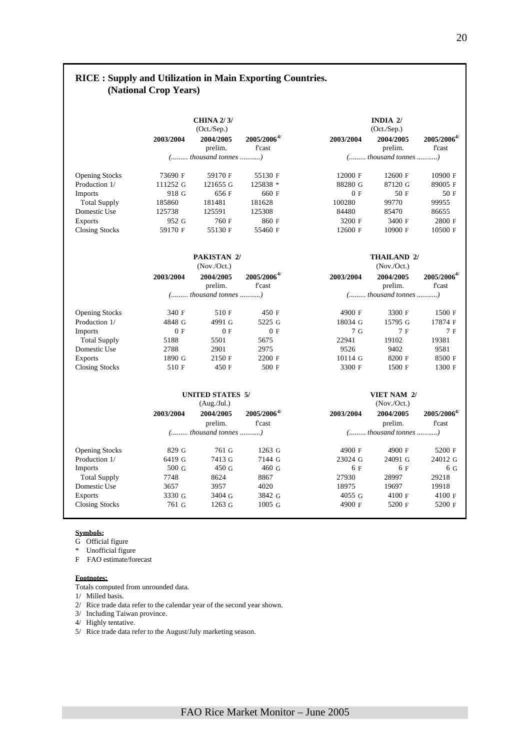## RICE : Supply and Utilization in Main Exporting Countries. (National Crop Years)

| | CHINA 2/ 3/ (Oct./Sep.) | | | INDIA 2/ (Oct./Sep.) | | |
|---|---|---|---|---|---|---|
| | 2003/2004 | 2004/2005 prelim. | 2005/2006[4/] f'cast | 2003/2004 | 2004/2005 prelim. | 2005/2006[4/] f'cast |
| | (......... thousand tonnes ...........) | | | (......... thousand tonnes ...........) | | |
| Opening Stocks | 73690 F | 59170 F | 55130 F | 12000 F | 12600 F | 10900 F |
| Production 1/ | 111252 G | 121655 G | 125838 * | 88280 G | 87120 G | 89005 F |
| Imports | 918 G | 656 F | 660 F | 0 F | 50 F | 50 F |
| Total Supply | 185860 | 181481 | 181628 | 100280 | 99770 | 99955 |
| Domestic Use | 125738 | 125591 | 125308 | 84480 | 85470 | 86655 |
| Exports | 952 G | 760 F | 860 F | 3200 F | 3400 F | 2800 F |
| Closing Stocks | 59170 F | 55130 F | 55460 F | 12600 F | 10900 F | 10500 F |

| | PAKISTAN 2/ (Nov./Oct.) | | | THAILAND 2/ (Nov./Oct.) | | |
|---|---|---|---|---|---|---|
| | 2003/2004 | 2004/2005 prelim. | 2005/2006[4/] f'cast | 2003/2004 | 2004/2005 prelim. | 2005/2006[4/] f'cast |
| | (......... thousand tonnes ...........) | | | (......... thousand tonnes ...........) | | |
| Opening Stocks | 340 F | 510 F | 450 F | 4900 F | 3300 F | 1500 F |
| Production 1/ | 4848 G | 4991 G | 5225 G | 18034 G | 15795 G | 17874 F |
| Imports | 0 F | 0 F | 0 F | 7 G | 7 F | 7 F |
| Total Supply | 5188 | 5501 | 5675 | 22941 | 19102 | 19381 |
| Domestic Use | 2788 | 2901 | 2975 | 9526 | 9402 | 9581 |
| Exports | 1890 G | 2150 F | 2200 F | 10114 G | 8200 F | 8500 F |
| Closing Stocks | 510 F | 450 F | 500 F | 3300 F | 1500 F | 1300 F |

| | UNITED STATES 5/ (Aug./Jul.) | | | VIET NAM 2/ (Nov./Oct.) | | |
|---|---|---|---|---|---|---|
| | 2003/2004 | 2004/2005 prelim. | 2005/2006[4/] f'cast | 2003/2004 | 2004/2005 prelim. | 2005/2006[4/] f'cast |
| | (......... thousand tonnes ...........) | | | (......... thousand tonnes ...........) | | |
| Opening Stocks | 829 G | 761 G | 1263 G | 4900 F | 4900 F | 5200 F |
| Production 1/ | 6419 G | 7413 G | 7144 G | 23024 G | 24091 G | 24012 G |
| Imports | 500 G | 450 G | 460 G | 6 F | 6 F | 6 G |
| Total Supply | 7748 | 8624 | 8867 | 27930 | 28997 | 29218 |
| Domestic Use | 3657 | 3957 | 4020 | 18975 | 19697 | 19918 |
| Exports | 3330 G | 3404 G | 3842 G | 4055 G | 4100 F | 4100 F |
| Closing Stocks | 761 G | 1263 G | 1005 G | 4900 F | 5200 F | 5200 F |

**Symbols:**

G Official figure
* Unofficial figure
F FAO estimate/forecast

**Footnotes:**

Totals computed from unrounded data.
1/ Milled basis.
2/ Rice trade data refer to the calendar year of the second year shown.
3/ Including Taiwan province.
4/ Highly tentative.
5/ Rice trade data refer to the August/July marketing season.